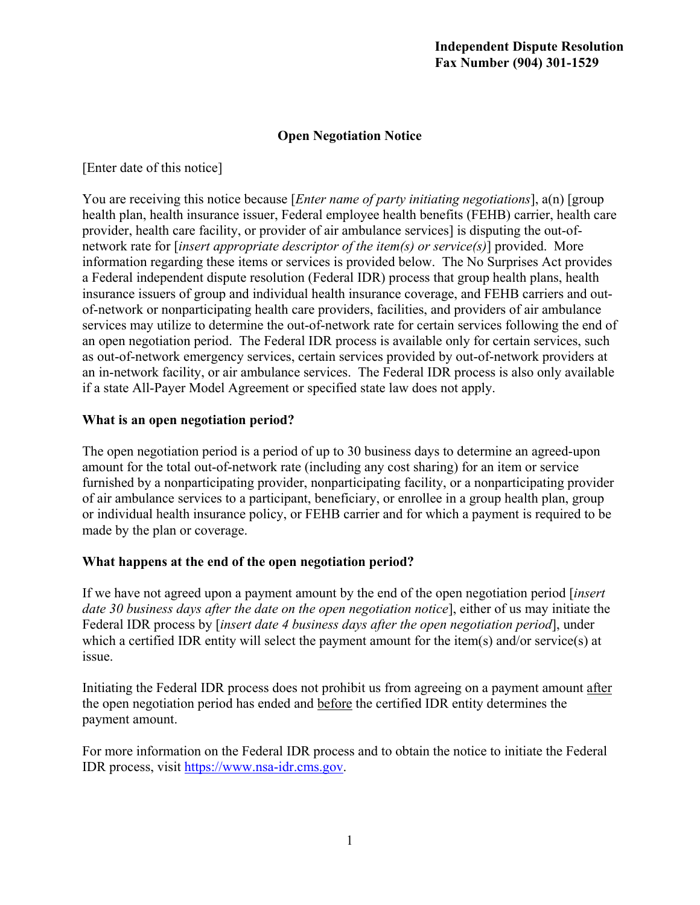**Independent Dispute Resolution**
**Fax Number (904) 301-1529**

## Open Negotiation Notice

[Enter date of this notice]

You are receiving this notice because [*Enter name of party initiating negotiations*], a(n) [group health plan, health insurance issuer, Federal employee health benefits (FEHB) carrier, health care provider, health care facility, or provider of air ambulance services] is disputing the out-of-network rate for [*insert appropriate descriptor of the item(s) or service(s)*] provided. More information regarding these items or services is provided below. The No Surprises Act provides a Federal independent dispute resolution (Federal IDR) process that group health plans, health insurance issuers of group and individual health insurance coverage, and FEHB carriers and out-of-network or nonparticipating health care providers, facilities, and providers of air ambulance services may utilize to determine the out-of-network rate for certain services following the end of an open negotiation period. The Federal IDR process is available only for certain services, such as out-of-network emergency services, certain services provided by out-of-network providers at an in-network facility, or air ambulance services. The Federal IDR process is also only available if a state All-Payer Model Agreement or specified state law does not apply.

### What is an open negotiation period?

The open negotiation period is a period of up to 30 business days to determine an agreed-upon amount for the total out-of-network rate (including any cost sharing) for an item or service furnished by a nonparticipating provider, nonparticipating facility, or a nonparticipating provider of air ambulance services to a participant, beneficiary, or enrollee in a group health plan, group or individual health insurance policy, or FEHB carrier and for which a payment is required to be made by the plan or coverage.

### What happens at the end of the open negotiation period?

If we have not agreed upon a payment amount by the end of the open negotiation period [*insert date 30 business days after the date on the open negotiation notice*], either of us may initiate the Federal IDR process by [*insert date 4 business days after the open negotiation period*], under which a certified IDR entity will select the payment amount for the item(s) and/or service(s) at issue.

Initiating the Federal IDR process does not prohibit us from agreeing on a payment amount <u>after</u> the open negotiation period has ended and <u>before</u> the certified IDR entity determines the payment amount.

For more information on the Federal IDR process and to obtain the notice to initiate the Federal IDR process, visit [https://www.nsa-idr.cms.gov](https://www.nsa-idr.cms.gov).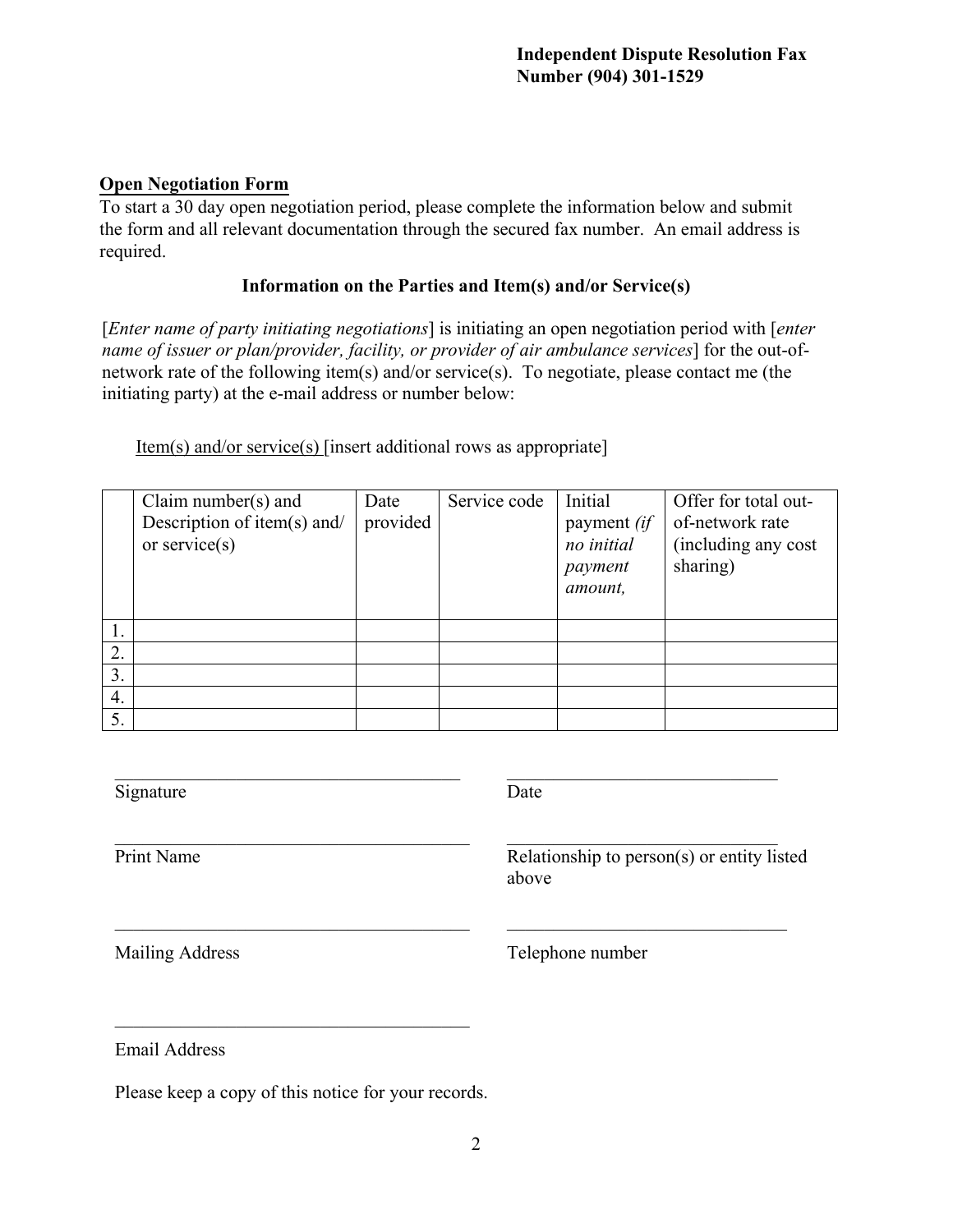**Independent Dispute Resolution Fax Number (904) 301-1529**

## Open Negotiation Form

To start a 30 day open negotiation period, please complete the information below and submit the form and all relevant documentation through the secured fax number. An email address is required.

### Information on the Parties and Item(s) and/or Service(s)

[*Enter name of party initiating negotiations*] is initiating an open negotiation period with [*enter name of issuer or plan/provider, facility, or provider of air ambulance services*] for the out-of-network rate of the following item(s) and/or service(s). To negotiate, please contact me (the initiating party) at the e-mail address or number below:

Item(s) and/or service(s) [insert additional rows as appropriate]

| | Claim number(s) and Description of item(s) and/ or service(s) | Date provided | Service code | Initial payment *(if no initial payment amount,* | Offer for total out-of-network rate (including any cost sharing) |
|---|---|---|---|---|---|
| 1. | | | | | |
| 2. | | | | | |
| 3. | | | | | |
| 4. | | | | | |
| 5. | | | | | |

\_\_\_\_\_\_\_\_\_\_\_\_\_\_\_\_\_\_\_\_\_\_\_\_\_\_\_\_\_\_\_\_\_\_\_\_\_\_
Signature

\_\_\_\_\_\_\_\_\_\_\_\_\_\_\_\_\_\_\_\_\_\_\_\_\_\_\_\_\_\_
Date

\_\_\_\_\_\_\_\_\_\_\_\_\_\_\_\_\_\_\_\_\_\_\_\_\_\_\_\_\_\_\_\_\_\_\_\_\_\_
Print Name

\_\_\_\_\_\_\_\_\_\_\_\_\_\_\_\_\_\_\_\_\_\_\_\_\_\_\_\_\_\_
Relationship to person(s) or entity listed above

\_\_\_\_\_\_\_\_\_\_\_\_\_\_\_\_\_\_\_\_\_\_\_\_\_\_\_\_\_\_\_\_\_\_\_\_\_\_
Mailing Address

\_\_\_\_\_\_\_\_\_\_\_\_\_\_\_\_\_\_\_\_\_\_\_\_\_\_\_\_\_\_
Telephone number

\_\_\_\_\_\_\_\_\_\_\_\_\_\_\_\_\_\_\_\_\_\_\_\_\_\_\_\_\_\_\_\_\_\_\_\_\_\_
Email Address

Please keep a copy of this notice for your records.